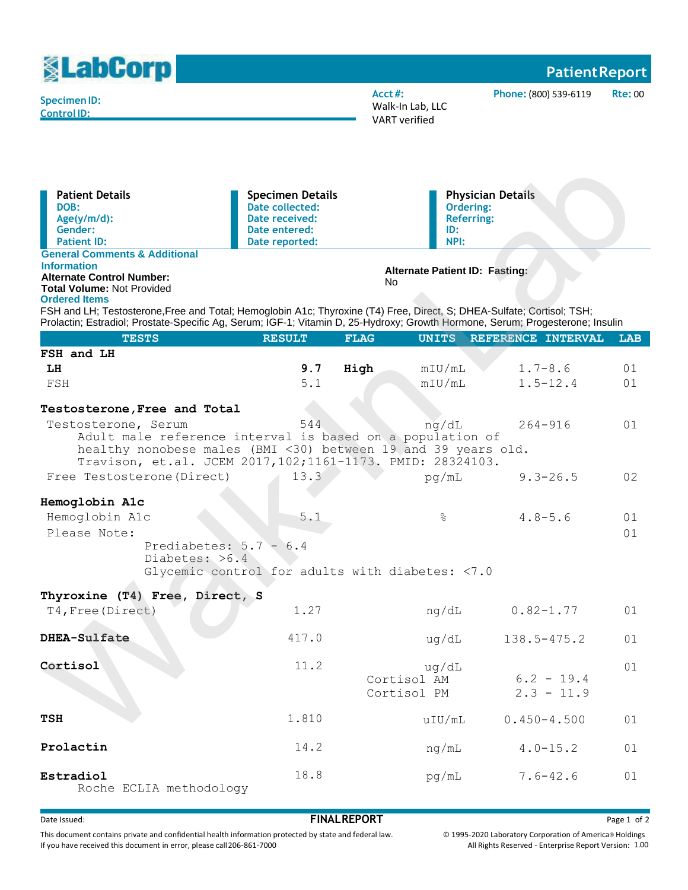# LabCorp

**Patient Report**

**Specimen ID:**
**Control ID:**

**Acct #:** Walk-In Lab, LLC
VART verified

**Phone:** (800) 539-6119 **Rte:** 00

| Patient Details | Specimen Details | Physician Details |
|---|---|---|
| DOB: | Date collected: | Ordering: |
| Age(y/m/d): | Date received: | Referring: |
| Gender: | Date entered: | ID: |
| Patient ID: | Date reported: | NPI: |

**General Comments & Additional Information**

**Alternate Control Number:**
**Total Volume:** Not Provided

**Alternate Patient ID:** **Fasting:** No

**Ordered Items**

FSH and LH; Testosterone,Free and Total; Hemoglobin A1c; Thyroxine (T4) Free, Direct, S; DHEA-Sulfate; Cortisol; TSH; Prolactin; Estradiol; Prostate-Specific Ag, Serum; IGF-1; Vitamin D, 25-Hydroxy; Growth Hormone, Serum; Progesterone; Insulin

| TESTS | RESULT | FLAG | UNITS | REFERENCE INTERVAL | LAB |
|---|---|---|---|---|---|
| **FSH and LH** | | | | | |
| **LH** | **9.7** | **High** | mIU/mL | 1.7-8.6 | 01 |
| FSH | 5.1 | | mIU/mL | 1.5-12.4 | 01 |
| **Testosterone,Free and Total** | | | | | |
| Testosterone, Serum | 544 | | ng/dL | 264-916 | 01 |
| Adult male reference interval is based on a population of healthy nonobese males (BMI <30) between 19 and 39 years old. Travison, et.al. JCEM 2017,102;1161-1173. PMID: 28324103. | | | | | |
| Free Testosterone(Direct) | 13.3 | | pg/mL | 9.3-26.5 | 02 |
| **Hemoglobin A1c** | | | | | |
| Hemoglobin A1c | 5.1 | | % | 4.8-5.6 | 01 |
| Please Note: Prediabetes: 5.7 - 6.4; Diabetes: >6.4; Glycemic control for adults with diabetes: <7.0 | | | | | 01 |
| **Thyroxine (T4) Free, Direct, S** | | | | | |
| T4,Free(Direct) | 1.27 | | ng/dL | 0.82-1.77 | 01 |
| **DHEA-Sulfate** | 417.0 | | ug/dL | 138.5-475.2 | 01 |
| **Cortisol** | 11.2 | | ug/dL | | 01 |
| | | | Cortisol AM | 6.2 - 19.4 | |
| | | | Cortisol PM | 2.3 - 11.9 | |
| **TSH** | 1.810 | | uIU/mL | 0.450-4.500 | 01 |
| **Prolactin** | 14.2 | | ng/mL | 4.0-15.2 | 01 |
| **Estradiol** | 18.8 | | pg/mL | 7.6-42.6 | 01 |
| Roche ECLIA methodology | | | | | |

Date Issued:

**FINAL REPORT**

This document contains private and confidential health information protected by state and federal law.
If you have received this document in error, please call 206-861-7000

© 1995-2020 Laboratory Corporation of America® Holdings
All Rights Reserved - Enterprise Report Version: 1.00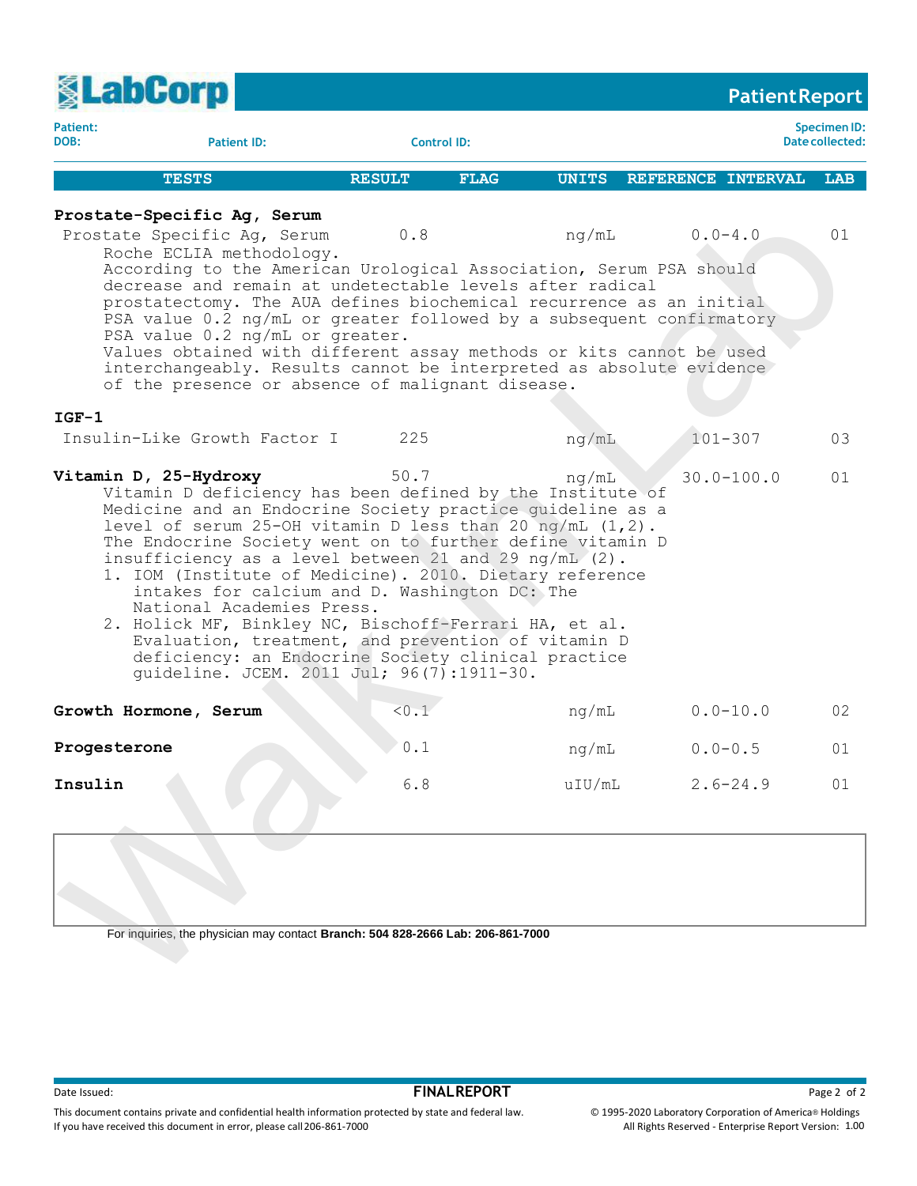LabCorp

**Patient Report**

Patient:
DOB:
Patient ID:
Control ID:
Specimen ID:
Date collected:

| TESTS | RESULT | FLAG | UNITS | REFERENCE INTERVAL | LAB |
|---|---|---|---|---|---|
| **Prostate-Specific Ag, Serum** | | | | | |
| Prostate Specific Ag, Serum | 0.8 | | ng/mL | 0.0-4.0 | 01 |
| **IGF-1** | | | | | |
| Insulin-Like Growth Factor I | 225 | | ng/mL | 101-307 | 03 |
| **Vitamin D, 25-Hydroxy** | 50.7 | | ng/mL | 30.0-100.0 | 01 |
| **Growth Hormone, Serum** | <0.1 | | ng/mL | 0.0-10.0 | 02 |
| **Progesterone** | 0.1 | | ng/mL | 0.0-0.5 | 01 |
| **Insulin** | 6.8 | | uIU/mL | 2.6-24.9 | 01 |

**Prostate Specific Ag, Serum comments:**

Roche ECLIA methodology.
According to the American Urological Association, Serum PSA should decrease and remain at undetectable levels after radical prostatectomy. The AUA defines biochemical recurrence as an initial PSA value 0.2 ng/mL or greater followed by a subsequent confirmatory PSA value 0.2 ng/mL or greater.
Values obtained with different assay methods or kits cannot be used interchangeably. Results cannot be interpreted as absolute evidence of the presence or absence of malignant disease.

**Vitamin D, 25-Hydroxy comments:**

Vitamin D deficiency has been defined by the Institute of Medicine and an Endocrine Society practice guideline as a level of serum 25-OH vitamin D less than 20 ng/mL (1,2).
The Endocrine Society went on to further define vitamin D insufficiency as a level between 21 and 29 ng/mL (2).

1. IOM (Institute of Medicine). 2010. Dietary reference intakes for calcium and D. Washington DC: The National Academies Press.
2. Holick MF, Binkley NC, Bischoff-Ferrari HA, et al. Evaluation, treatment, and prevention of vitamin D deficiency: an Endocrine Society clinical practice guideline. JCEM. 2011 Jul; 96(7):1911-30.

For inquiries, the physician may contact **Branch: 504 828-2666 Lab: 206-861-7000**

Date Issued:

**FINAL REPORT**

This document contains private and confidential health information protected by state and federal law.
If you have received this document in error, please call 206-861-7000

© 1995-2020 Laboratory Corporation of America® Holdings
All Rights Reserved - Enterprise Report Version: 1.00